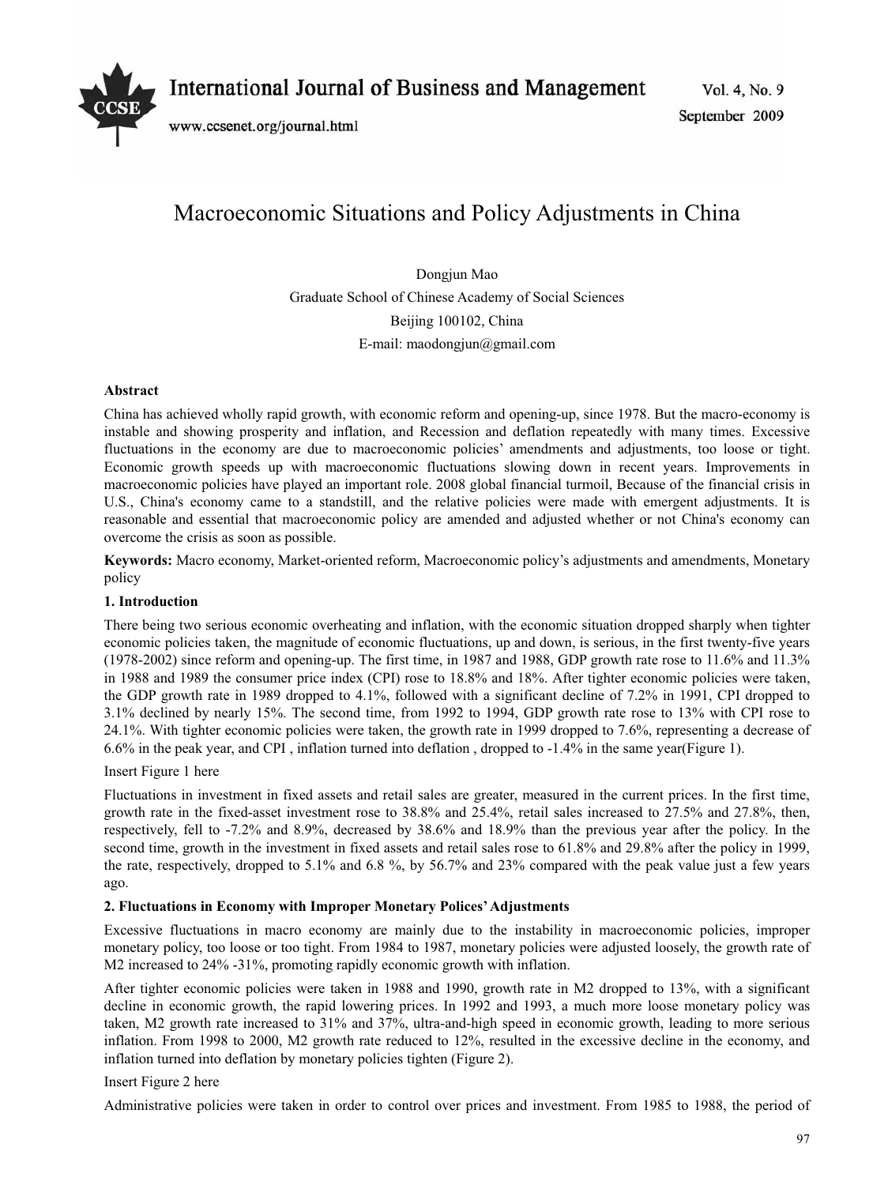# Macroeconomic Situations and Policy Adjustments in China

Dongjun Mao

Graduate School of Chinese Academy of Social Sciences

Beijing 100102, China

E-mail: maodongjun@gmail.com

**Abstract**

China has achieved wholly rapid growth, with economic reform and opening-up, since 1978. But the macro-economy is instable and showing prosperity and inflation, and Recession and deflation repeatedly with many times. Excessive fluctuations in the economy are due to macroeconomic policies' amendments and adjustments, too loose or tight. Economic growth speeds up with macroeconomic fluctuations slowing down in recent years. Improvements in macroeconomic policies have played an important role. 2008 global financial turmoil, Because of the financial crisis in U.S., China's economy came to a standstill, and the relative policies were made with emergent adjustments. It is reasonable and essential that macroeconomic policy are amended and adjusted whether or not China's economy can overcome the crisis as soon as possible.

**Keywords:** Macro economy, Market-oriented reform, Macroeconomic policy's adjustments and amendments, Monetary policy

## 1. Introduction

There being two serious economic overheating and inflation, with the economic situation dropped sharply when tighter economic policies taken, the magnitude of economic fluctuations, up and down, is serious, in the first twenty-five years (1978-2002) since reform and opening-up. The first time, in 1987 and 1988, GDP growth rate rose to 11.6% and 11.3% in 1988 and 1989 the consumer price index (CPI) rose to 18.8% and 18%. After tighter economic policies were taken, the GDP growth rate in 1989 dropped to 4.1%, followed with a significant decline of 7.2% in 1991, CPI dropped to 3.1% declined by nearly 15%. The second time, from 1992 to 1994, GDP growth rate rose to 13% with CPI rose to 24.1%. With tighter economic policies were taken, the growth rate in 1999 dropped to 7.6%, representing a decrease of 6.6% in the peak year, and CPI , inflation turned into deflation , dropped to -1.4% in the same year(Figure 1).

Insert Figure 1 here

Fluctuations in investment in fixed assets and retail sales are greater, measured in the current prices. In the first time, growth rate in the fixed-asset investment rose to 38.8% and 25.4%, retail sales increased to 27.5% and 27.8%, then, respectively, fell to -7.2% and 8.9%, decreased by 38.6% and 18.9% than the previous year after the policy. In the second time, growth in the investment in fixed assets and retail sales rose to 61.8% and 29.8% after the policy in 1999, the rate, respectively, dropped to 5.1% and 6.8 %, by 56.7% and 23% compared with the peak value just a few years ago.

## 2. Fluctuations in Economy with Improper Monetary Polices' Adjustments

Excessive fluctuations in macro economy are mainly due to the instability in macroeconomic policies, improper monetary policy, too loose or too tight. From 1984 to 1987, monetary policies were adjusted loosely, the growth rate of M2 increased to 24% -31%, promoting rapidly economic growth with inflation.

After tighter economic policies were taken in 1988 and 1990, growth rate in M2 dropped to 13%, with a significant decline in economic growth, the rapid lowering prices. In 1992 and 1993, a much more loose monetary policy was taken, M2 growth rate increased to 31% and 37%, ultra-and-high speed in economic growth, leading to more serious inflation. From 1998 to 2000, M2 growth rate reduced to 12%, resulted in the excessive decline in the economy, and inflation turned into deflation by monetary policies tighten (Figure 2).

Insert Figure 2 here

Administrative policies were taken in order to control over prices and investment. From 1985 to 1988, the period of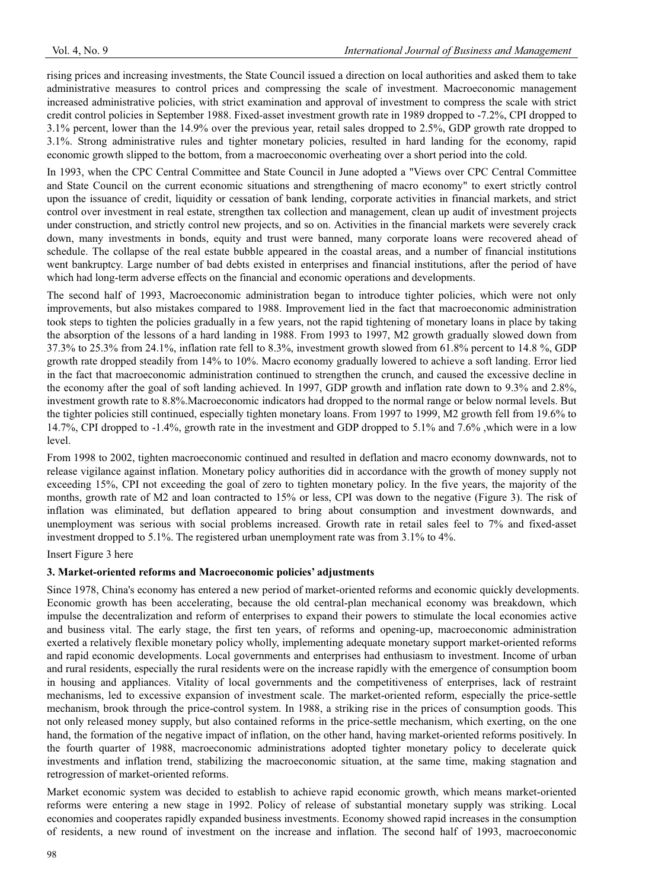rising prices and increasing investments, the State Council issued a direction on local authorities and asked them to take administrative measures to control prices and compressing the scale of investment. Macroeconomic management increased administrative policies, with strict examination and approval of investment to compress the scale with strict credit control policies in September 1988. Fixed-asset investment growth rate in 1989 dropped to -7.2%, CPI dropped to 3.1% percent, lower than the 14.9% over the previous year, retail sales dropped to 2.5%, GDP growth rate dropped to 3.1%. Strong administrative rules and tighter monetary policies, resulted in hard landing for the economy, rapid economic growth slipped to the bottom, from a macroeconomic overheating over a short period into the cold.

In 1993, when the CPC Central Committee and State Council in June adopted a "Views over CPC Central Committee and State Council on the current economic situations and strengthening of macro economy" to exert strictly control upon the issuance of credit, liquidity or cessation of bank lending, corporate activities in financial markets, and strict control over investment in real estate, strengthen tax collection and management, clean up audit of investment projects under construction, and strictly control new projects, and so on. Activities in the financial markets were severely crack down, many investments in bonds, equity and trust were banned, many corporate loans were recovered ahead of schedule. The collapse of the real estate bubble appeared in the coastal areas, and a number of financial institutions went bankruptcy. Large number of bad debts existed in enterprises and financial institutions, after the period of have which had long-term adverse effects on the financial and economic operations and developments.

The second half of 1993, Macroeconomic administration began to introduce tighter policies, which were not only improvements, but also mistakes compared to 1988. Improvement lied in the fact that macroeconomic administration took steps to tighten the policies gradually in a few years, not the rapid tightening of monetary loans in place by taking the absorption of the lessons of a hard landing in 1988. From 1993 to 1997, M2 growth gradually slowed down from 37.3% to 25.3% from 24.1%, inflation rate fell to 8.3%, investment growth slowed from 61.8% percent to 14.8 %, GDP growth rate dropped steadily from 14% to 10%. Macro economy gradually lowered to achieve a soft landing. Error lied in the fact that macroeconomic administration continued to strengthen the crunch, and caused the excessive decline in the economy after the goal of soft landing achieved. In 1997, GDP growth and inflation rate down to 9.3% and 2.8%, investment growth rate to 8.8%.Macroeconomic indicators had dropped to the normal range or below normal levels. But the tighter policies still continued, especially tighten monetary loans. From 1997 to 1999, M2 growth fell from 19.6% to 14.7%, CPI dropped to -1.4%, growth rate in the investment and GDP dropped to 5.1% and 7.6% ,which were in a low level.

From 1998 to 2002, tighten macroeconomic continued and resulted in deflation and macro economy downwards, not to release vigilance against inflation. Monetary policy authorities did in accordance with the growth of money supply not exceeding 15%, CPI not exceeding the goal of zero to tighten monetary policy. In the five years, the majority of the months, growth rate of M2 and loan contracted to 15% or less, CPI was down to the negative (Figure 3). The risk of inflation was eliminated, but deflation appeared to bring about consumption and investment downwards, and unemployment was serious with social problems increased. Growth rate in retail sales feel to 7% and fixed-asset investment dropped to 5.1%. The registered urban unemployment rate was from 3.1% to 4%.

Insert Figure 3 here

### 3. Market-oriented reforms and Macroeconomic policies' adjustments

Since 1978, China's economy has entered a new period of market-oriented reforms and economic quickly developments. Economic growth has been accelerating, because the old central-plan mechanical economy was breakdown, which impulse the decentralization and reform of enterprises to expand their powers to stimulate the local economies active and business vital. The early stage, the first ten years, of reforms and opening-up, macroeconomic administration exerted a relatively flexible monetary policy wholly, implementing adequate monetary support market-oriented reforms and rapid economic developments. Local governments and enterprises had enthusiasm to investment. Income of urban and rural residents, especially the rural residents were on the increase rapidly with the emergence of consumption boom in housing and appliances. Vitality of local governments and the competitiveness of enterprises, lack of restraint mechanisms, led to excessive expansion of investment scale. The market-oriented reform, especially the price-settle mechanism, brook through the price-control system. In 1988, a striking rise in the prices of consumption goods. This not only released money supply, but also contained reforms in the price-settle mechanism, which exerting, on the one hand, the formation of the negative impact of inflation, on the other hand, having market-oriented reforms positively. In the fourth quarter of 1988, macroeconomic administrations adopted tighter monetary policy to decelerate quick investments and inflation trend, stabilizing the macroeconomic situation, at the same time, making stagnation and retrogression of market-oriented reforms.

Market economic system was decided to establish to achieve rapid economic growth, which means market-oriented reforms were entering a new stage in 1992. Policy of release of substantial monetary supply was striking. Local economies and cooperates rapidly expanded business investments. Economy showed rapid increases in the consumption of residents, a new round of investment on the increase and inflation. The second half of 1993, macroeconomic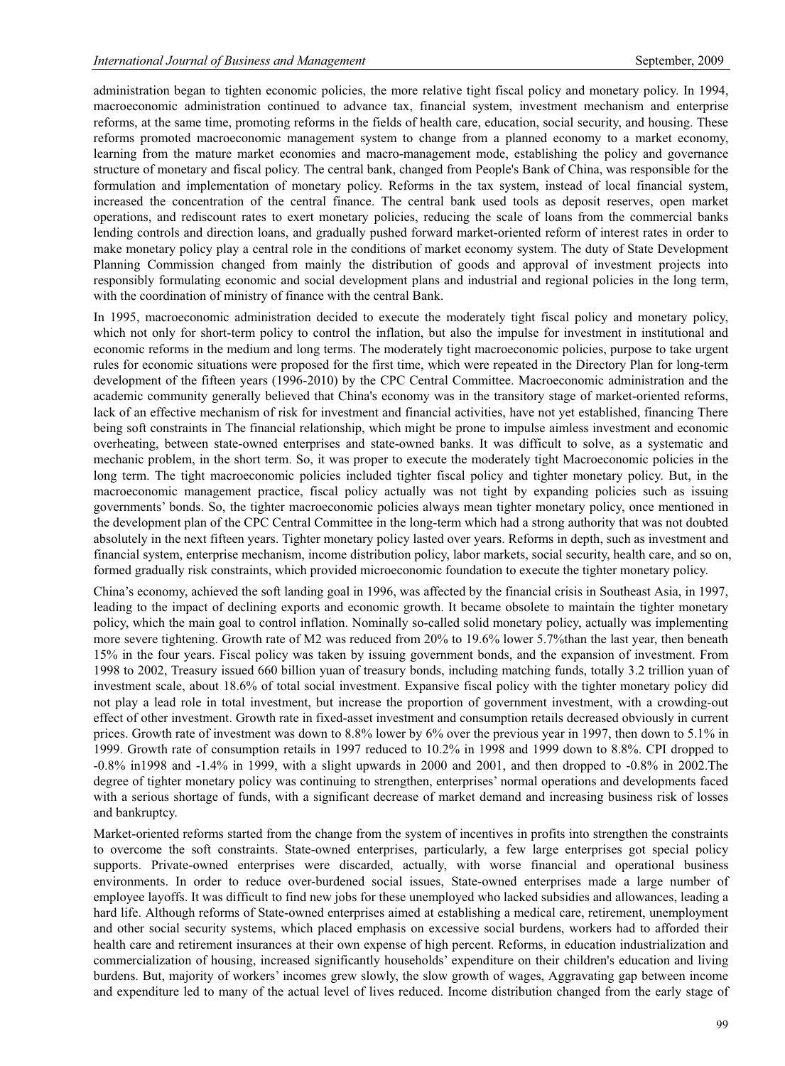administration began to tighten economic policies, the more relative tight fiscal policy and monetary policy. In 1994, macroeconomic administration continued to advance tax, financial system, investment mechanism and enterprise reforms, at the same time, promoting reforms in the fields of health care, education, social security, and housing. These reforms promoted macroeconomic management system to change from a planned economy to a market economy, learning from the mature market economies and macro-management mode, establishing the policy and governance structure of monetary and fiscal policy. The central bank, changed from People's Bank of China, was responsible for the formulation and implementation of monetary policy. Reforms in the tax system, instead of local financial system, increased the concentration of the central finance. The central bank used tools as deposit reserves, open market operations, and rediscount rates to exert monetary policies, reducing the scale of loans from the commercial banks lending controls and direction loans, and gradually pushed forward market-oriented reform of interest rates in order to make monetary policy play a central role in the conditions of market economy system. The duty of State Development Planning Commission changed from mainly the distribution of goods and approval of investment projects into responsibly formulating economic and social development plans and industrial and regional policies in the long term, with the coordination of ministry of finance with the central Bank.

In 1995, macroeconomic administration decided to execute the moderately tight fiscal policy and monetary policy, which not only for short-term policy to control the inflation, but also the impulse for investment in institutional and economic reforms in the medium and long terms. The moderately tight macroeconomic policies, purpose to take urgent rules for economic situations were proposed for the first time, which were repeated in the Directory Plan for long-term development of the fifteen years (1996-2010) by the CPC Central Committee. Macroeconomic administration and the academic community generally believed that China's economy was in the transitory stage of market-oriented reforms, lack of an effective mechanism of risk for investment and financial activities, have not yet established, financing There being soft constraints in The financial relationship, which might be prone to impulse aimless investment and economic overheating, between state-owned enterprises and state-owned banks. It was difficult to solve, as a systematic and mechanic problem, in the short term. So, it was proper to execute the moderately tight Macroeconomic policies in the long term. The tight macroeconomic policies included tighter fiscal policy and tighter monetary policy. But, in the macroeconomic management practice, fiscal policy actually was not tight by expanding policies such as issuing governments' bonds. So, the tighter macroeconomic policies always mean tighter monetary policy, once mentioned in the development plan of the CPC Central Committee in the long-term which had a strong authority that was not doubted absolutely in the next fifteen years. Tighter monetary policy lasted over years. Reforms in depth, such as investment and financial system, enterprise mechanism, income distribution policy, labor markets, social security, health care, and so on, formed gradually risk constraints, which provided microeconomic foundation to execute the tighter monetary policy.

China's economy, achieved the soft landing goal in 1996, was affected by the financial crisis in Southeast Asia, in 1997, leading to the impact of declining exports and economic growth. It became obsolete to maintain the tighter monetary policy, which the main goal to control inflation. Nominally so-called solid monetary policy, actually was implementing more severe tightening. Growth rate of M2 was reduced from 20% to 19.6% lower 5.7%than the last year, then beneath 15% in the four years. Fiscal policy was taken by issuing government bonds, and the expansion of investment. From 1998 to 2002, Treasury issued 660 billion yuan of treasury bonds, including matching funds, totally 3.2 trillion yuan of investment scale, about 18.6% of total social investment. Expansive fiscal policy with the tighter monetary policy did not play a lead role in total investment, but increase the proportion of government investment, with a crowding-out effect of other investment. Growth rate in fixed-asset investment and consumption retails decreased obviously in current prices. Growth rate of investment was down to 8.8% lower by 6% over the previous year in 1997, then down to 5.1% in 1999. Growth rate of consumption retails in 1997 reduced to 10.2% in 1998 and 1999 down to 8.8%. CPI dropped to -0.8% in1998 and -1.4% in 1999, with a slight upwards in 2000 and 2001, and then dropped to -0.8% in 2002.The degree of tighter monetary policy was continuing to strengthen, enterprises' normal operations and developments faced with a serious shortage of funds, with a significant decrease of market demand and increasing business risk of losses and bankruptcy.

Market-oriented reforms started from the change from the system of incentives in profits into strengthen the constraints to overcome the soft constraints. State-owned enterprises, particularly, a few large enterprises got special policy supports. Private-owned enterprises were discarded, actually, with worse financial and operational business environments. In order to reduce over-burdened social issues, State-owned enterprises made a large number of employee layoffs. It was difficult to find new jobs for these unemployed who lacked subsidies and allowances, leading a hard life. Although reforms of State-owned enterprises aimed at establishing a medical care, retirement, unemployment and other social security systems, which placed emphasis on excessive social burdens, workers had to afforded their health care and retirement insurances at their own expense of high percent. Reforms, in education industrialization and commercialization of housing, increased significantly households' expenditure on their children's education and living burdens. But, majority of workers' incomes grew slowly, the slow growth of wages, Aggravating gap between income and expenditure led to many of the actual level of lives reduced. Income distribution changed from the early stage of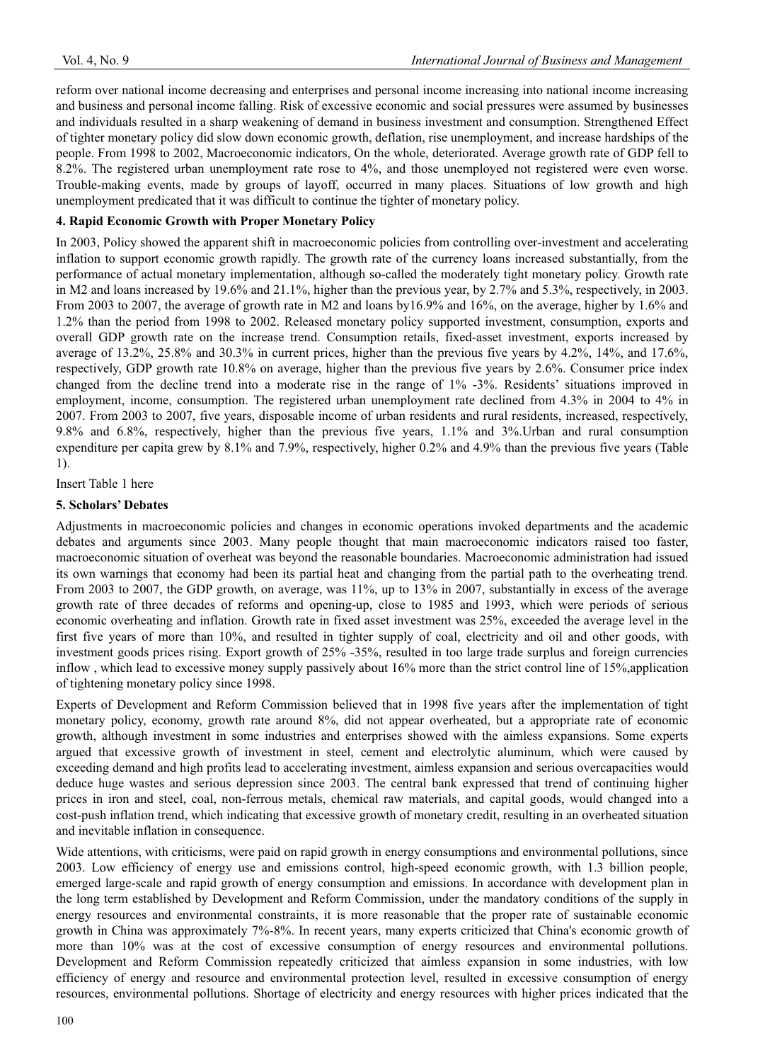reform over national income decreasing and enterprises and personal income increasing into national income increasing and business and personal income falling. Risk of excessive economic and social pressures were assumed by businesses and individuals resulted in a sharp weakening of demand in business investment and consumption. Strengthened Effect of tighter monetary policy did slow down economic growth, deflation, rise unemployment, and increase hardships of the people. From 1998 to 2002, Macroeconomic indicators, On the whole, deteriorated. Average growth rate of GDP fell to 8.2%. The registered urban unemployment rate rose to 4%, and those unemployed not registered were even worse. Trouble-making events, made by groups of layoff, occurred in many places. Situations of low growth and high unemployment predicated that it was difficult to continue the tighter of monetary policy.

## 4. Rapid Economic Growth with Proper Monetary Policy

In 2003, Policy showed the apparent shift in macroeconomic policies from controlling over-investment and accelerating inflation to support economic growth rapidly. The growth rate of the currency loans increased substantially, from the performance of actual monetary implementation, although so-called the moderately tight monetary policy. Growth rate in M2 and loans increased by 19.6% and 21.1%, higher than the previous year, by 2.7% and 5.3%, respectively, in 2003. From 2003 to 2007, the average of growth rate in M2 and loans by16.9% and 16%, on the average, higher by 1.6% and 1.2% than the period from 1998 to 2002. Released monetary policy supported investment, consumption, exports and overall GDP growth rate on the increase trend. Consumption retails, fixed-asset investment, exports increased by average of 13.2%, 25.8% and 30.3% in current prices, higher than the previous five years by 4.2%, 14%, and 17.6%, respectively, GDP growth rate 10.8% on average, higher than the previous five years by 2.6%. Consumer price index changed from the decline trend into a moderate rise in the range of 1% -3%. Residents' situations improved in employment, income, consumption. The registered urban unemployment rate declined from 4.3% in 2004 to 4% in 2007. From 2003 to 2007, five years, disposable income of urban residents and rural residents, increased, respectively, 9.8% and 6.8%, respectively, higher than the previous five years, 1.1% and 3%.Urban and rural consumption expenditure per capita grew by 8.1% and 7.9%, respectively, higher 0.2% and 4.9% than the previous five years (Table 1).

Insert Table 1 here

## 5. Scholars' Debates

Adjustments in macroeconomic policies and changes in economic operations invoked departments and the academic debates and arguments since 2003. Many people thought that main macroeconomic indicators raised too faster, macroeconomic situation of overheat was beyond the reasonable boundaries. Macroeconomic administration had issued its own warnings that economy had been its partial heat and changing from the partial path to the overheating trend. From 2003 to 2007, the GDP growth, on average, was 11%, up to 13% in 2007, substantially in excess of the average growth rate of three decades of reforms and opening-up, close to 1985 and 1993, which were periods of serious economic overheating and inflation. Growth rate in fixed asset investment was 25%, exceeded the average level in the first five years of more than 10%, and resulted in tighter supply of coal, electricity and oil and other goods, with investment goods prices rising. Export growth of 25% -35%, resulted in too large trade surplus and foreign currencies inflow , which lead to excessive money supply passively about 16% more than the strict control line of 15%,application of tightening monetary policy since 1998.

Experts of Development and Reform Commission believed that in 1998 five years after the implementation of tight monetary policy, economy, growth rate around 8%, did not appear overheated, but a appropriate rate of economic growth, although investment in some industries and enterprises showed with the aimless expansions. Some experts argued that excessive growth of investment in steel, cement and electrolytic aluminum, which were caused by exceeding demand and high profits lead to accelerating investment, aimless expansion and serious overcapacities would deduce huge wastes and serious depression since 2003. The central bank expressed that trend of continuing higher prices in iron and steel, coal, non-ferrous metals, chemical raw materials, and capital goods, would changed into a cost-push inflation trend, which indicating that excessive growth of monetary credit, resulting in an overheated situation and inevitable inflation in consequence.

Wide attentions, with criticisms, were paid on rapid growth in energy consumptions and environmental pollutions, since 2003. Low efficiency of energy use and emissions control, high-speed economic growth, with 1.3 billion people, emerged large-scale and rapid growth of energy consumption and emissions. In accordance with development plan in the long term established by Development and Reform Commission, under the mandatory conditions of the supply in energy resources and environmental constraints, it is more reasonable that the proper rate of sustainable economic growth in China was approximately 7%-8%. In recent years, many experts criticized that China's economic growth of more than 10% was at the cost of excessive consumption of energy resources and environmental pollutions. Development and Reform Commission repeatedly criticized that aimless expansion in some industries, with low efficiency of energy and resource and environmental protection level, resulted in excessive consumption of energy resources, environmental pollutions. Shortage of electricity and energy resources with higher prices indicated that the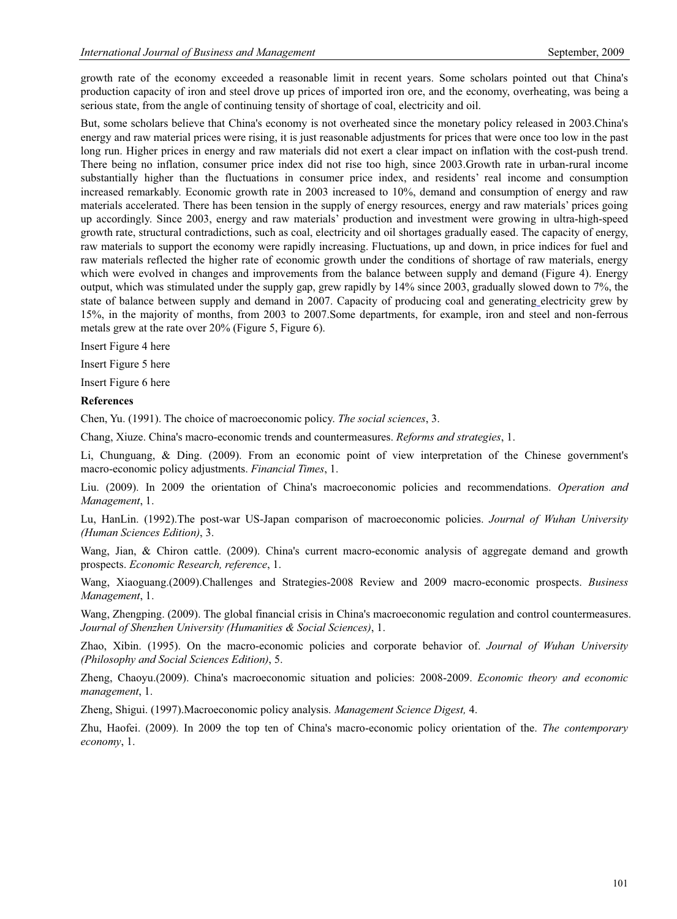growth rate of the economy exceeded a reasonable limit in recent years. Some scholars pointed out that China's production capacity of iron and steel drove up prices of imported iron ore, and the economy, overheating, was being a serious state, from the angle of continuing tensity of shortage of coal, electricity and oil.

But, some scholars believe that China's economy is not overheated since the monetary policy released in 2003.China's energy and raw material prices were rising, it is just reasonable adjustments for prices that were once too low in the past long run. Higher prices in energy and raw materials did not exert a clear impact on inflation with the cost-push trend. There being no inflation, consumer price index did not rise too high, since 2003.Growth rate in urban-rural income substantially higher than the fluctuations in consumer price index, and residents' real income and consumption increased remarkably. Economic growth rate in 2003 increased to 10%, demand and consumption of energy and raw materials accelerated. There has been tension in the supply of energy resources, energy and raw materials' prices going up accordingly. Since 2003, energy and raw materials' production and investment were growing in ultra-high-speed growth rate, structural contradictions, such as coal, electricity and oil shortages gradually eased. The capacity of energy, raw materials to support the economy were rapidly increasing. Fluctuations, up and down, in price indices for fuel and raw materials reflected the higher rate of economic growth under the conditions of shortage of raw materials, energy which were evolved in changes and improvements from the balance between supply and demand (Figure 4). Energy output, which was stimulated under the supply gap, grew rapidly by 14% since 2003, gradually slowed down to 7%, the state of balance between supply and demand in 2007. Capacity of producing coal and generating electricity grew by 15%, in the majority of months, from 2003 to 2007.Some departments, for example, iron and steel and non-ferrous metals grew at the rate over 20% (Figure 5, Figure 6).

Insert Figure 4 here

Insert Figure 5 here

Insert Figure 6 here

**References**

Chen, Yu. (1991). The choice of macroeconomic policy. *The social sciences*, 3.

Chang, Xiuze. China's macro-economic trends and countermeasures. *Reforms and strategies*, 1.

Li, Chunguang, & Ding. (2009). From an economic point of view interpretation of the Chinese government's macro-economic policy adjustments. *Financial Times*, 1.

Liu. (2009). In 2009 the orientation of China's macroeconomic policies and recommendations. *Operation and Management*, 1.

Lu, HanLin. (1992).The post-war US-Japan comparison of macroeconomic policies. *Journal of Wuhan University (Human Sciences Edition)*, 3.

Wang, Jian, & Chiron cattle. (2009). China's current macro-economic analysis of aggregate demand and growth prospects. *Economic Research, reference*, 1.

Wang, Xiaoguang.(2009).Challenges and Strategies-2008 Review and 2009 macro-economic prospects. *Business Management*, 1.

Wang, Zhengping. (2009). The global financial crisis in China's macroeconomic regulation and control countermeasures. *Journal of Shenzhen University (Humanities & Social Sciences)*, 1.

Zhao, Xibin. (1995). On the macro-economic policies and corporate behavior of. *Journal of Wuhan University (Philosophy and Social Sciences Edition)*, 5.

Zheng, Chaoyu.(2009). China's macroeconomic situation and policies: 2008-2009. *Economic theory and economic management*, 1.

Zheng, Shigui. (1997).Macroeconomic policy analysis. *Management Science Digest,* 4.

Zhu, Haofei. (2009). In 2009 the top ten of China's macro-economic policy orientation of the. *The contemporary economy*, 1.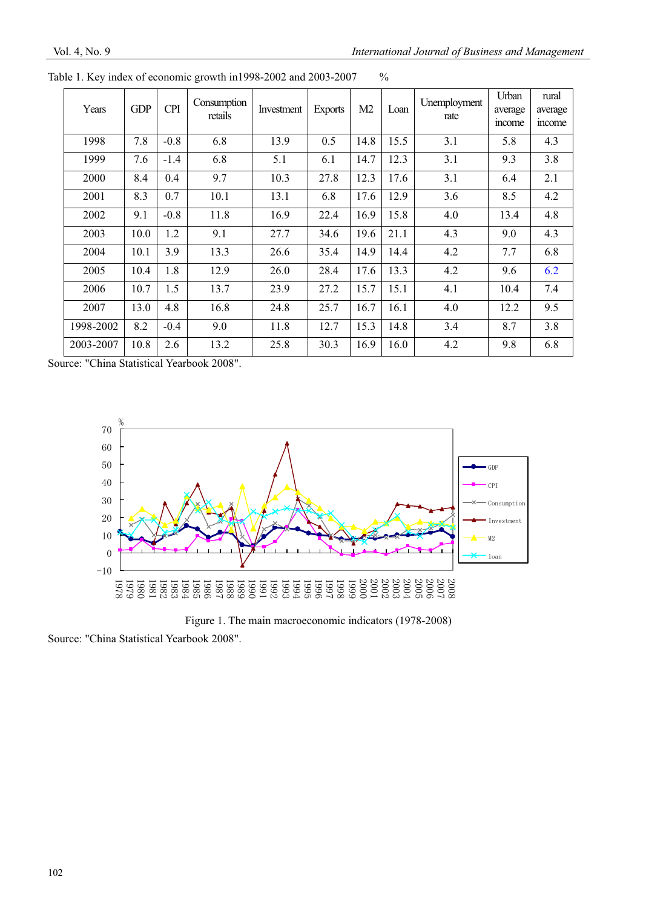Table 1. Key index of economic growth in1998-2002 and 2003-2007 %

| Years | GDP | CPI | Consumption retails | Investment | Exports | M2 | Loan | Unemployment rate | Urban average income | rural average income |
|---|---|---|---|---|---|---|---|---|---|---|
| 1998 | 7.8 | -0.8 | 6.8 | 13.9 | 0.5 | 14.8 | 15.5 | 3.1 | 5.8 | 4.3 |
| 1999 | 7.6 | -1.4 | 6.8 | 5.1 | 6.1 | 14.7 | 12.3 | 3.1 | 9.3 | 3.8 |
| 2000 | 8.4 | 0.4 | 9.7 | 10.3 | 27.8 | 12.3 | 17.6 | 3.1 | 6.4 | 2.1 |
| 2001 | 8.3 | 0.7 | 10.1 | 13.1 | 6.8 | 17.6 | 12.9 | 3.6 | 8.5 | 4.2 |
| 2002 | 9.1 | -0.8 | 11.8 | 16.9 | 22.4 | 16.9 | 15.8 | 4.0 | 13.4 | 4.8 |
| 2003 | 10.0 | 1.2 | 9.1 | 27.7 | 34.6 | 19.6 | 21.1 | 4.3 | 9.0 | 4.3 |
| 2004 | 10.1 | 3.9 | 13.3 | 26.6 | 35.4 | 14.9 | 14.4 | 4.2 | 7.7 | 6.8 |
| 2005 | 10.4 | 1.8 | 12.9 | 26.0 | 28.4 | 17.6 | 13.3 | 4.2 | 9.6 | 6.2 |
| 2006 | 10.7 | 1.5 | 13.7 | 23.9 | 27.2 | 15.7 | 15.1 | 4.1 | 10.4 | 7.4 |
| 2007 | 13.0 | 4.8 | 16.8 | 24.8 | 25.7 | 16.7 | 16.1 | 4.0 | 12.2 | 9.5 |
| 1998-2002 | 8.2 | -0.4 | 9.0 | 11.8 | 12.7 | 15.3 | 14.8 | 3.4 | 8.7 | 3.8 |
| 2003-2007 | 10.8 | 2.6 | 13.2 | 25.8 | 30.3 | 16.9 | 16.0 | 4.2 | 9.8 | 6.8 |

Source: "China Statistical Yearbook 2008".

Figure 1. The main macroeconomic indicators (1978-2008)

Source: "China Statistical Yearbook 2008".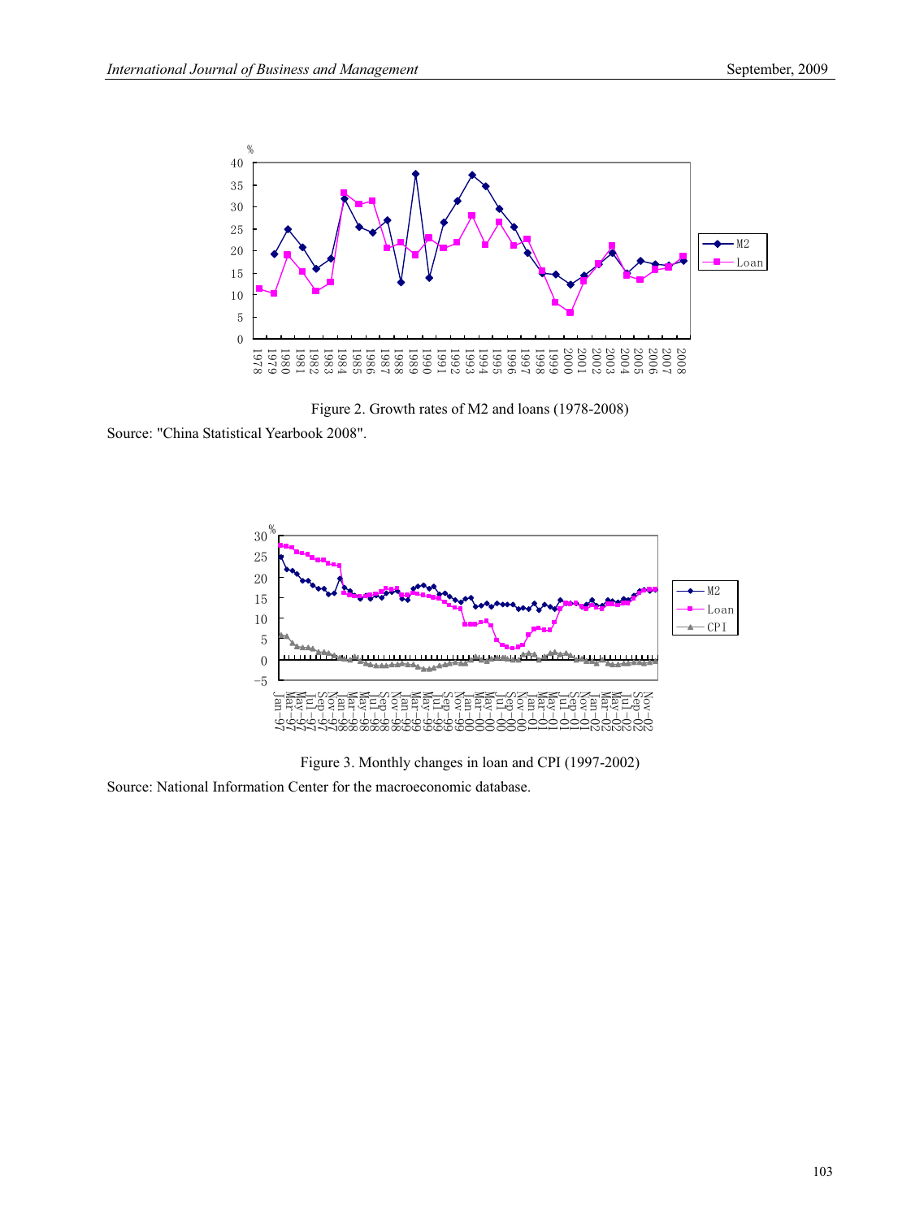Figure 2. Growth rates of M2 and loans (1978-2008)

Source: "China Statistical Yearbook 2008".

Figure 3. Monthly changes in loan and CPI (1997-2002)

Source: National Information Center for the macroeconomic database.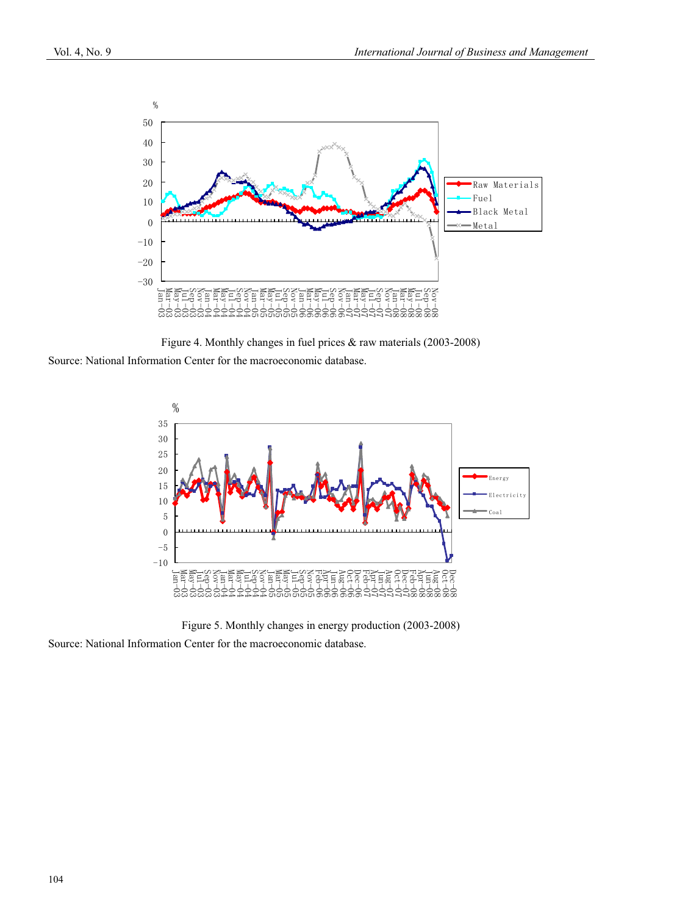Figure 4. Monthly changes in fuel prices & raw materials (2003-2008)

Source: National Information Center for the macroeconomic database.

Figure 5. Monthly changes in energy production (2003-2008)

Source: National Information Center for the macroeconomic database.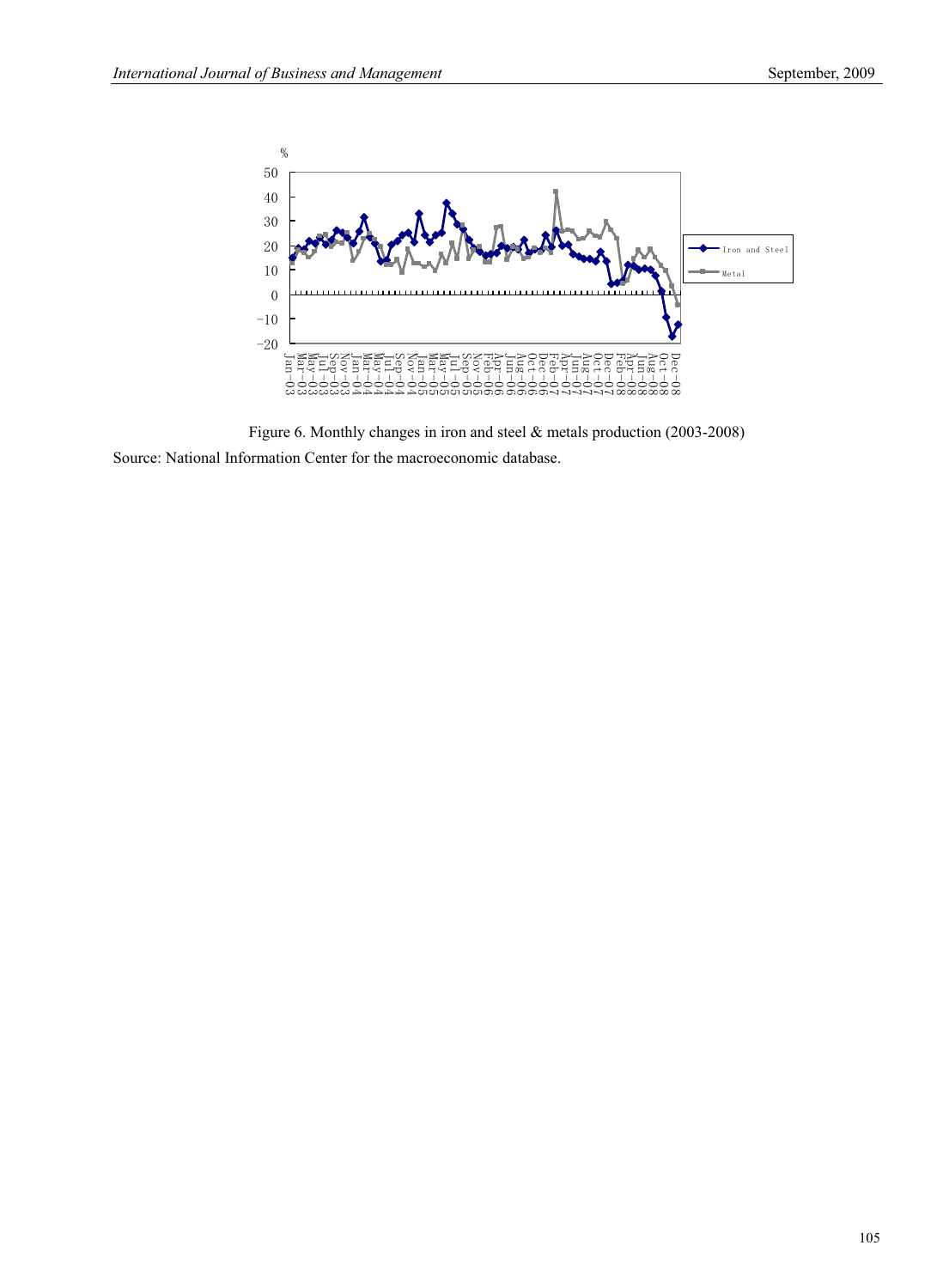%

50

40

30

20

10

0

−10

−20

Jan−03 Mar−03 May−03 Jul−03 Sep−03 Nov−03 Jan−04 Mar−04 May−04 Jul−04 Sep−04 Nov−04 Jan−05 Mar−05 May−05 Jul−05 Sep−05 Nov−05 Feb−06 Apr−06 Jun−06 Aug−06 Oct−06 Dec−06 Feb−07 Apr−07 Jun−07 Aug−07 Oct−07 Dec−07 Feb−08 Apr−08 Jun−08 Aug−08 Oct−08 Dec−08

Iron and Steel

Metal

Figure 6. Monthly changes in iron and steel & metals production (2003-2008)

Source: National Information Center for the macroeconomic database.